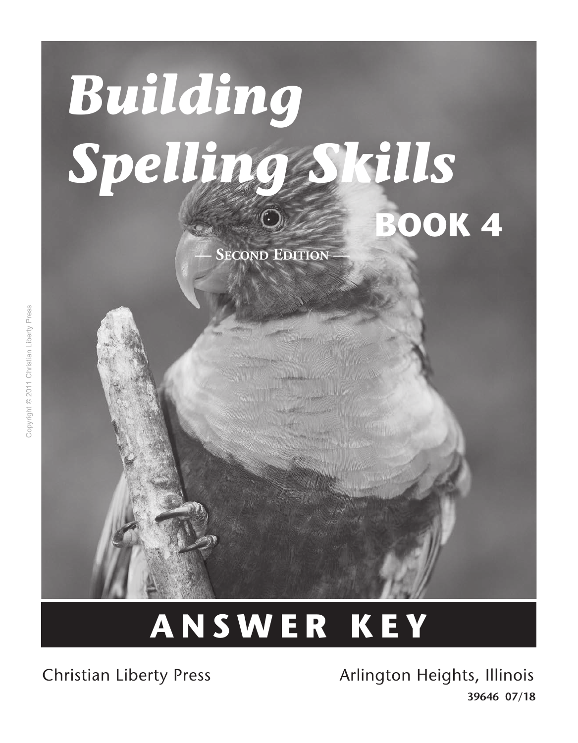# Building Spelling Skills

## BOOK 4

— Second Edition —

# ANSWER KEY

Christian Liberty Press

Arlington Heights, Illinois

**39646 07/18**

Copyright © 2011 Christian Liberty Press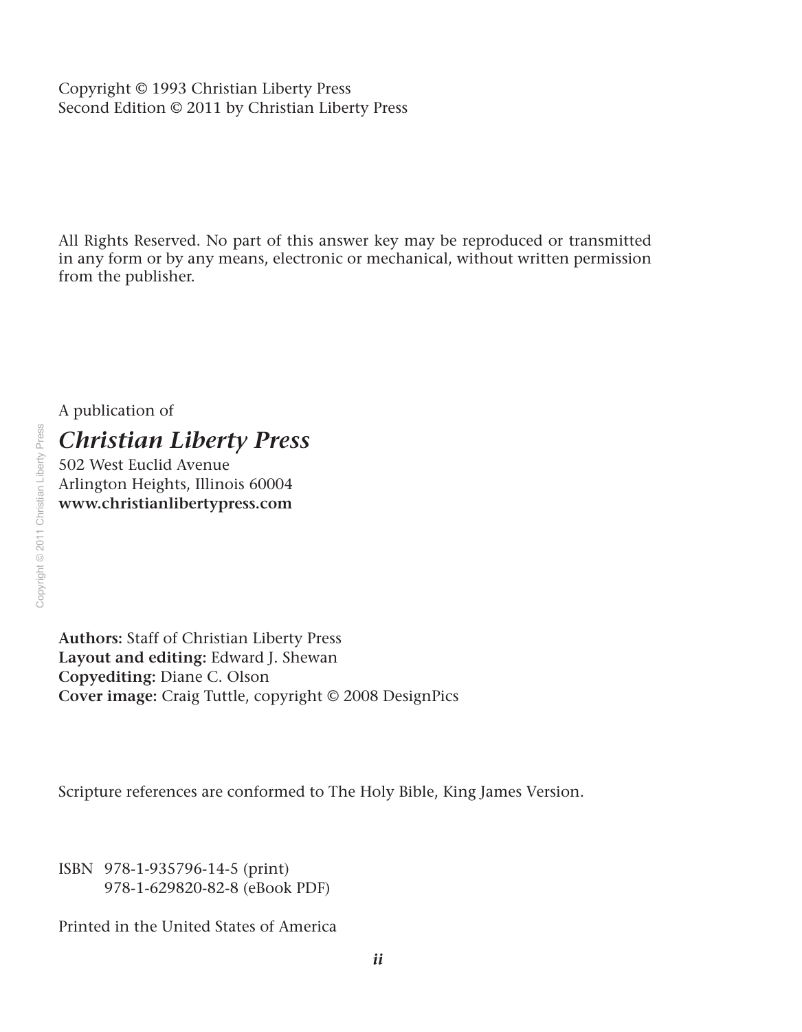Copyright © 1993 Christian Liberty Press
Second Edition © 2011 by Christian Liberty Press

All Rights Reserved. No part of this answer key may be reproduced or transmitted in any form or by any means, electronic or mechanical, without written permission from the publisher.

A publication of

***Christian Liberty Press***
502 West Euclid Avenue
Arlington Heights, Illinois 60004
**www.christianlibertypress.com**

**Authors:** Staff of Christian Liberty Press
**Layout and editing:** Edward J. Shewan
**Copyediting:** Diane C. Olson
**Cover image:** Craig Tuttle, copyright © 2008 DesignPics

Scripture references are conformed to The Holy Bible, King James Version.

ISBN 978-1-935796-14-5 (print)
978-1-629820-82-8 (eBook PDF)

Printed in the United States of America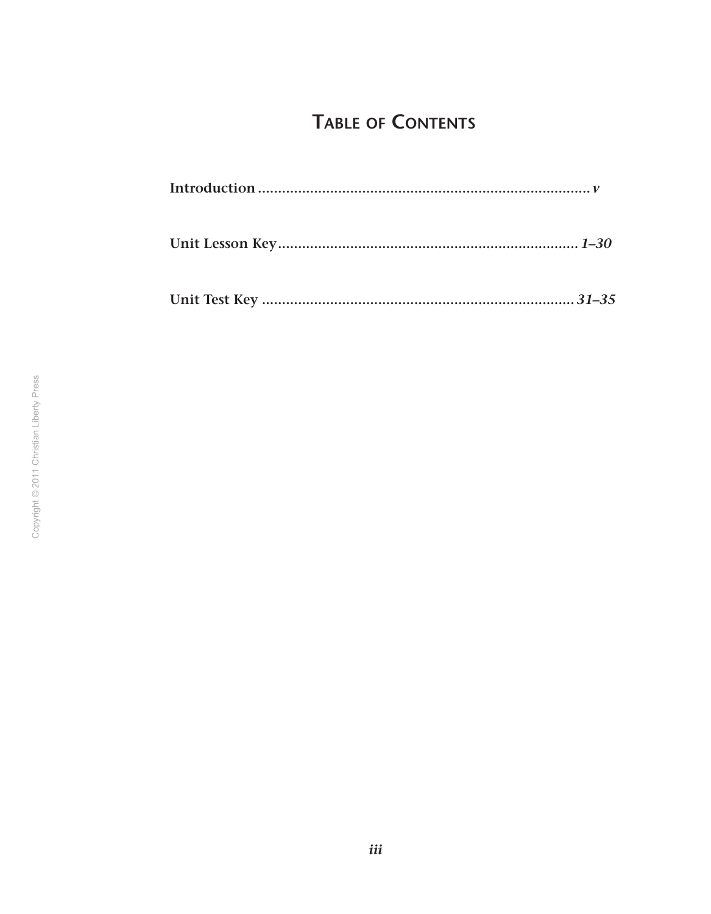# Table of Contents

**Introduction** ........................................................................ *v*

**Unit Lesson Key** ........................................................................ *1–30*

**Unit Test Key** ........................................................................ *31–35*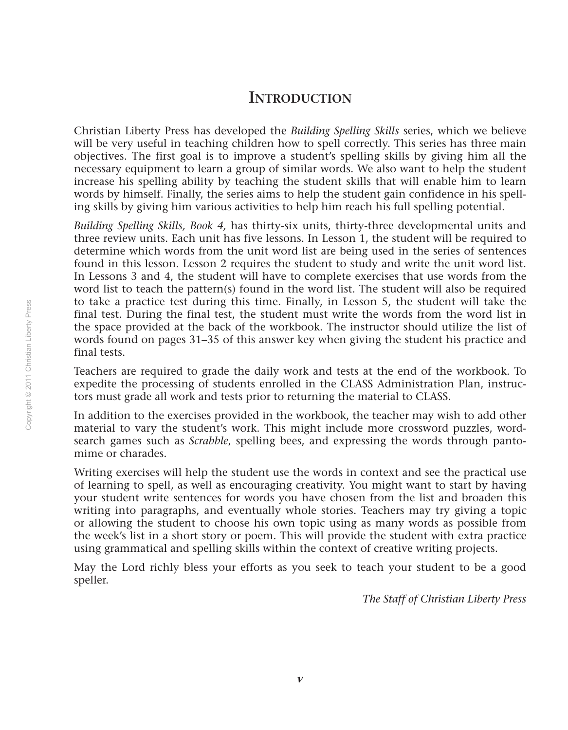# Introduction

Christian Liberty Press has developed the *Building Spelling Skills* series, which we believe will be very useful in teaching children how to spell correctly. This series has three main objectives. The first goal is to improve a student's spelling skills by giving him all the necessary equipment to learn a group of similar words. We also want to help the student increase his spelling ability by teaching the student skills that will enable him to learn words by himself. Finally, the series aims to help the student gain confidence in his spelling skills by giving him various activities to help him reach his full spelling potential.

*Building Spelling Skills, Book 4,* has thirty-six units, thirty-three developmental units and three review units. Each unit has five lessons. In Lesson 1, the student will be required to determine which words from the unit word list are being used in the series of sentences found in this lesson. Lesson 2 requires the student to study and write the unit word list. In Lessons 3 and 4, the student will have to complete exercises that use words from the word list to teach the pattern(s) found in the word list. The student will also be required to take a practice test during this time. Finally, in Lesson 5, the student will take the final test. During the final test, the student must write the words from the word list in the space provided at the back of the workbook. The instructor should utilize the list of words found on pages 31–35 of this answer key when giving the student his practice and final tests.

Teachers are required to grade the daily work and tests at the end of the workbook. To expedite the processing of students enrolled in the CLASS Administration Plan, instructors must grade all work and tests prior to returning the material to CLASS.

In addition to the exercises provided in the workbook, the teacher may wish to add other material to vary the student's work. This might include more crossword puzzles, word-search games such as *Scrabble*, spelling bees, and expressing the words through pantomime or charades.

Writing exercises will help the student use the words in context and see the practical use of learning to spell, as well as encouraging creativity. You might want to start by having your student write sentences for words you have chosen from the list and broaden this writing into paragraphs, and eventually whole stories. Teachers may try giving a topic or allowing the student to choose his own topic using as many words as possible from the week's list in a short story or poem. This will provide the student with extra practice using grammatical and spelling skills within the context of creative writing projects.

May the Lord richly bless your efforts as you seek to teach your student to be a good speller.

*The Staff of Christian Liberty Press*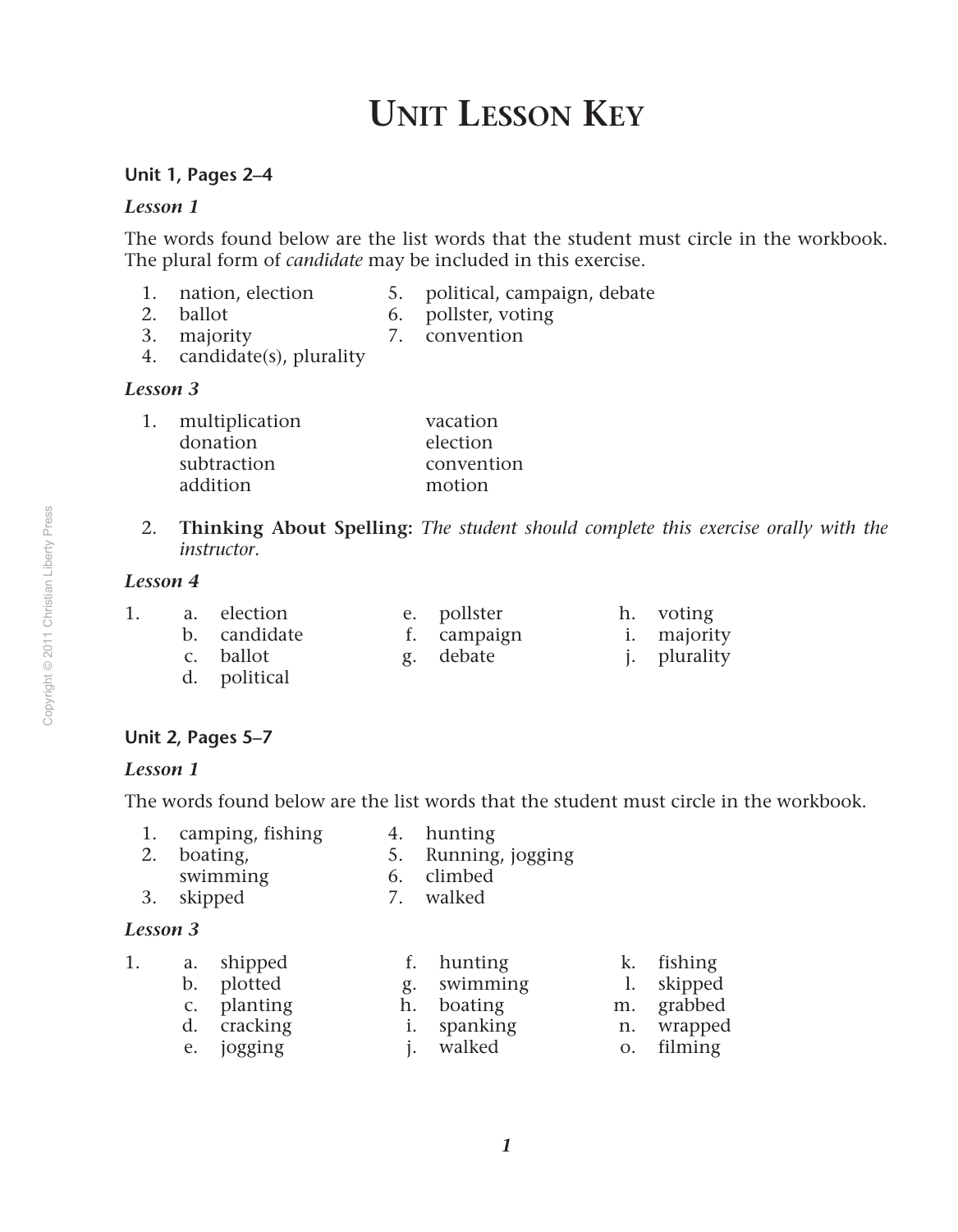# Unit Lesson Key

**Unit 1, Pages 2–4**

***Lesson 1***

The words found below are the list words that the student must circle in the workbook. The plural form of *candidate* may be included in this exercise.

1. nation, election
2. ballot
3. majority
4. candidate(s), plurality
5. political, campaign, debate
6. pollster, voting
7. convention

***Lesson 3***

1. multiplication
   donation
   subtraction
   addition
   vacation
   election
   convention
   motion

2. **Thinking About Spelling:** *The student should complete this exercise orally with the instructor.*

***Lesson 4***

1.
   a. election
   b. candidate
   c. ballot
   d. political
   e. pollster
   f. campaign
   g. debate
   h. voting
   i. majority
   j. plurality

**Unit 2, Pages 5–7**

***Lesson 1***

The words found below are the list words that the student must circle in the workbook.

1. camping, fishing
2. boating, swimming
3. skipped
4. hunting
5. Running, jogging
6. climbed
7. walked

***Lesson 3***

1.
   a. shipped
   b. plotted
   c. planting
   d. cracking
   e. jogging
   f. hunting
   g. swimming
   h. boating
   i. spanking
   j. walked
   k. fishing
   l. skipped
   m. grabbed
   n. wrapped
   o. filming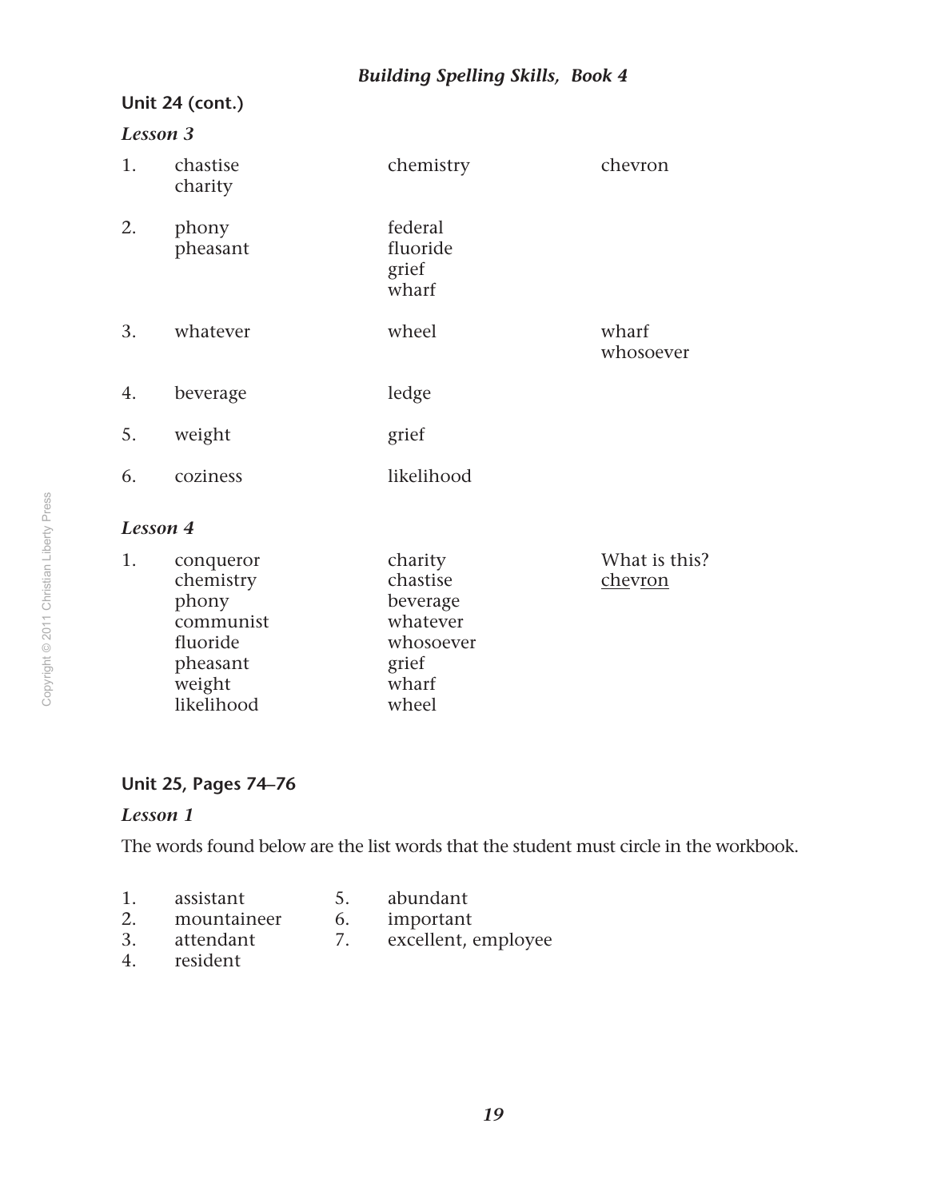## Unit 24 (cont.)

### *Lesson 3*

| | | | |
|---|---|---|---|
| 1. | chastise<br>charity | chemistry | chevron |
| 2. | phony<br>pheasant | federal<br>fluoride<br>grief<br>wharf | |
| 3. | whatever | wheel | wharf<br>whosoever |
| 4. | beverage | ledge | |
| 5. | weight | grief | |
| 6. | coziness | likelihood | |

### *Lesson 4*

| | | | |
|---|---|---|---|
| 1. | conqueror<br>chemistry<br>phony<br>communist<br>fluoride<br>pheasant<br>weight<br>likelihood | charity<br>chastise<br>beverage<br>whatever<br>whosoever<br>grief<br>wharf<br>wheel | What is this?<br><u>che</u>v<u>ron</u> |

## Unit 25, Pages 74–76

### *Lesson 1*

The words found below are the list words that the student must circle in the workbook.

| | | | |
|---|---|---|---|
| 1. | assistant | 5. | abundant |
| 2. | mountaineer | 6. | important |
| 3. | attendant | 7. | excellent, employee |
| 4. | resident | | |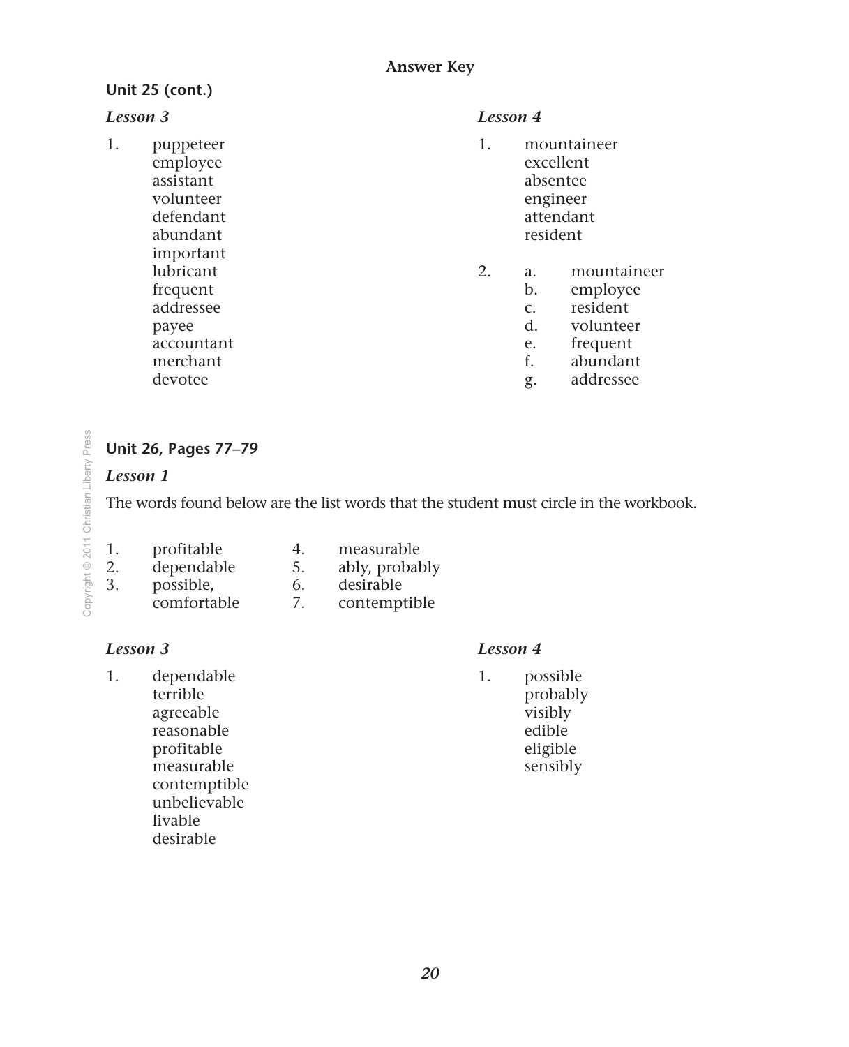**Answer Key**

**Unit 25 (cont.)**

*Lesson 3*

1. puppeteer
   employee
   assistant
   volunteer
   defendant
   abundant
   important
   lubricant
   frequent
   addressee
   payee
   accountant
   merchant
   devotee

*Lesson 4*

1. mountaineer
   excellent
   absentee
   engineer
   attendant
   resident

2. a. mountaineer
   b. employee
   c. resident
   d. volunteer
   e. frequent
   f. abundant
   g. addressee

**Unit 26, Pages 77–79**

*Lesson 1*

The words found below are the list words that the student must circle in the workbook.

1. profitable
2. dependable
3. possible,
   comfortable
4. measurable
5. ably, probably
6. desirable
7. contemptible

*Lesson 3*

1. dependable
   terrible
   agreeable
   reasonable
   profitable
   measurable
   contemptible
   unbelievable
   livable
   desirable

*Lesson 4*

1. possible
   probably
   visibly
   edible
   eligible
   sensibly